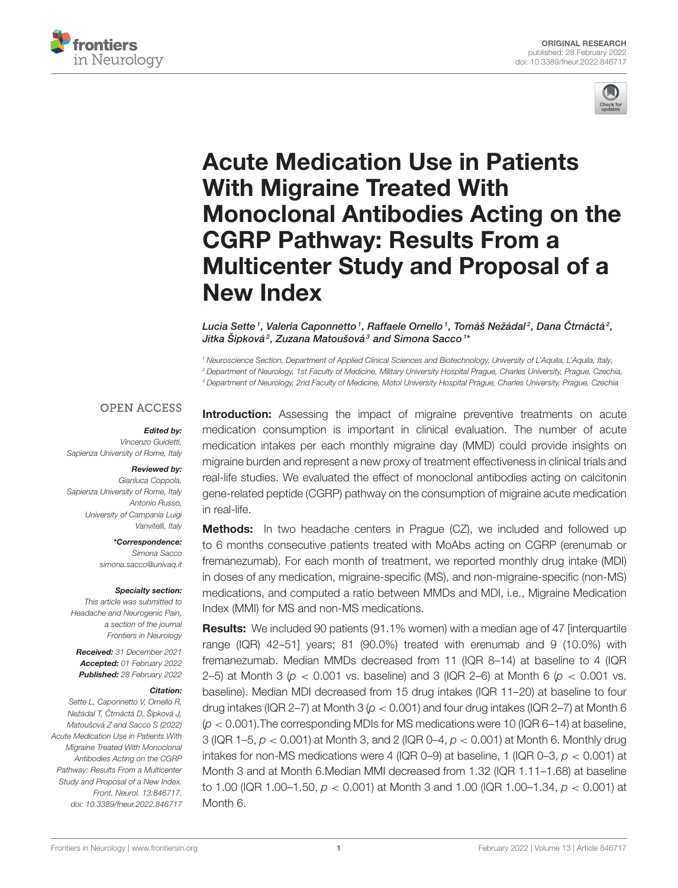ORIGINAL RESEARCH
published: 28 February 2022
doi: 10.3389/fneur.2022.846717

# Acute Medication Use in Patients With Migraine Treated With Monoclonal Antibodies Acting on the CGRP Pathway: Results From a Multicenter Study and Proposal of a New Index

*Lucia Sette [1], Valeria Caponnetto [1], Raffaele Ornello [1], Tomáš Nežádal [2], Dana Čtrnáctá [2], Jitka Šípková [2], Zuzana Matoušová [3] and Simona Sacco [1]\**

[1] Neuroscience Section, Department of Applied Clinical Sciences and Biotechnology, University of L'Aquila, L'Aquila, Italy,
[2] Department of Neurology, 1st Faculty of Medicine, Military University Hospital Prague, Charles University, Prague, Czechia,
[3] Department of Neurology, 2nd Faculty of Medicine, Motol University Hospital Prague, Charles University, Prague, Czechia

OPEN ACCESS

***Edited by:***
Vincenzo Guidetti,
Sapienza University of Rome, Italy

***Reviewed by:***
Gianluca Coppola,
Sapienza University of Rome, Italy
Antonio Russo,
University of Campania Luigi Vanvitelli, Italy

***\*Correspondence:***
Simona Sacco
simona.sacco@univaq.it

***Specialty section:***
This article was submitted to Headache and Neurogenic Pain, a section of the journal Frontiers in Neurology

***Received:*** 31 December 2021
***Accepted:*** 01 February 2022
***Published:*** 28 February 2022

***Citation:***
Sette L, Caponnetto V, Ornello R, Nežádal T, Čtrnáctá D, Šípková J, Matoušová Z and Sacco S (2022) Acute Medication Use in Patients With Migraine Treated With Monoclonal Antibodies Acting on the CGRP Pathway: Results From a Multicenter Study and Proposal of a New Index. Front. Neurol. 13:846717. doi: 10.3389/fneur.2022.846717

**Introduction:** Assessing the impact of migraine preventive treatments on acute medication consumption is important in clinical evaluation. The number of acute medication intakes per each monthly migraine day (MMD) could provide insights on migraine burden and represent a new proxy of treatment effectiveness in clinical trials and real-life studies. We evaluated the effect of monoclonal antibodies acting on calcitonin gene-related peptide (CGRP) pathway on the consumption of migraine acute medication in real-life.

**Methods:** In two headache centers in Prague (CZ), we included and followed up to 6 months consecutive patients treated with MoAbs acting on CGRP (erenumab or fremanezumab). For each month of treatment, we reported monthly drug intake (MDI) in doses of any medication, migraine-specific (MS), and non-migraine-specific (non-MS) medications, and computed a ratio between MMDs and MDI, i.e., Migraine Medication Index (MMI) for MS and non-MS medications.

**Results:** We included 90 patients (91.1% women) with a median age of 47 [interquartile range (IQR) 42–51] years; 81 (90.0%) treated with erenumab and 9 (10.0%) with fremanezumab. Median MMDs decreased from 11 (IQR 8–14) at baseline to 4 (IQR 2–5) at Month 3 ($p < 0.001$ vs. baseline) and 3 (IQR 2–6) at Month 6 ($p < 0.001$ vs. baseline). Median MDI decreased from 15 drug intakes (IQR 11–20) at baseline to four drug intakes (IQR 2–7) at Month 3 ($p < 0.001$) and four drug intakes (IQR 2–7) at Month 6 ($p < 0.001$).The corresponding MDIs for MS medications were 10 (IQR 6–14) at baseline, 3 (IQR 1–5, $p < 0.001$) at Month 3, and 2 (IQR 0–4, $p < 0.001$) at Month 6. Monthly drug intakes for non-MS medications were 4 (IQR 0–9) at baseline, 1 (IQR 0–3, $p < 0.001$) at Month 3 and at Month 6.Median MMI decreased from 1.32 (IQR 1.11–1.68) at baseline to 1.00 (IQR 1.00–1.50, $p < 0.001$) at Month 3 and 1.00 (IQR 1.00–1.34, $p < 0.001$) at Month 6.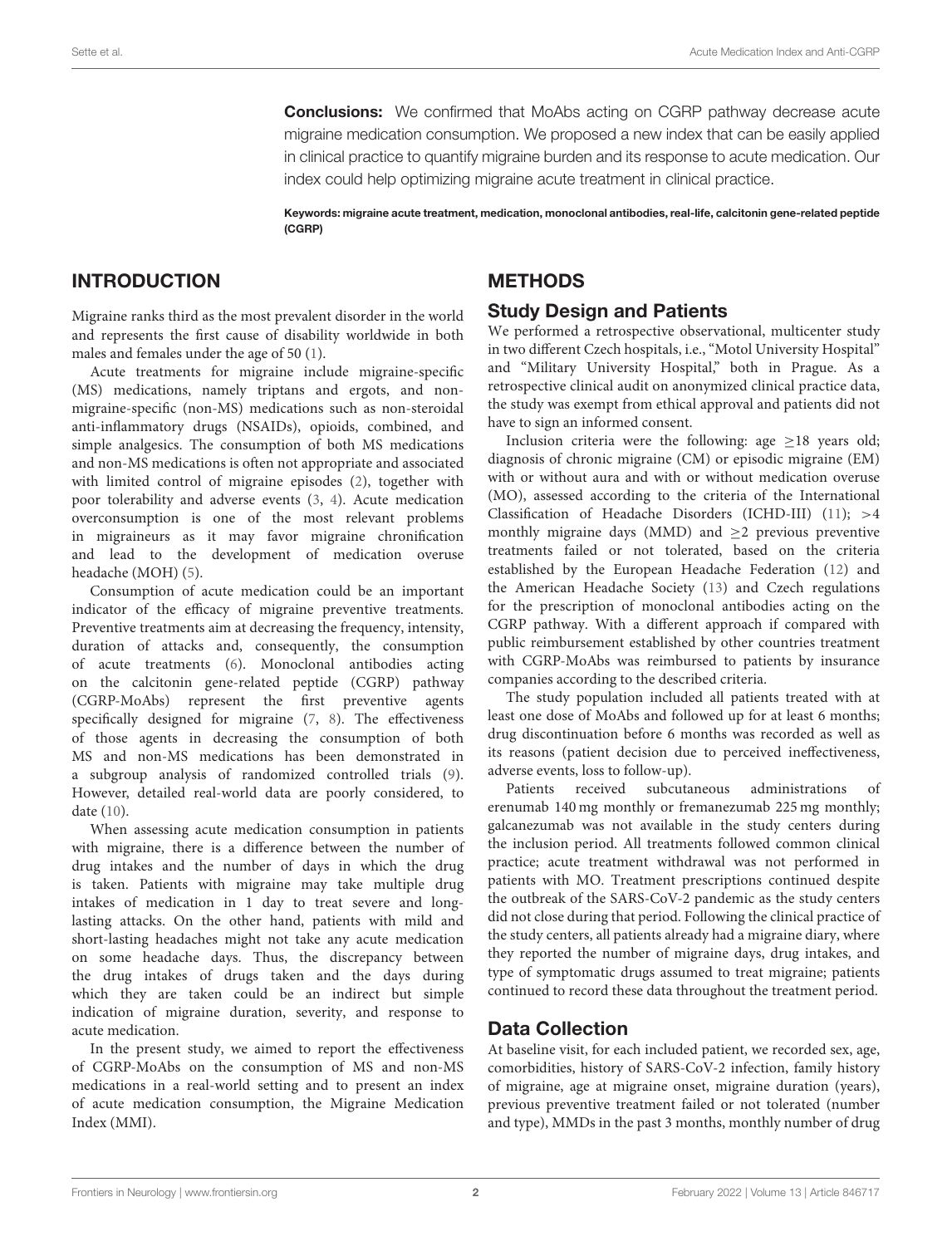**Conclusions:** We confirmed that MoAbs acting on CGRP pathway decrease acute migraine medication consumption. We proposed a new index that can be easily applied in clinical practice to quantify migraine burden and its response to acute medication. Our index could help optimizing migraine acute treatment in clinical practice.

**Keywords: migraine acute treatment, medication, monoclonal antibodies, real-life, calcitonin gene-related peptide (CGRP)**

## INTRODUCTION

Migraine ranks third as the most prevalent disorder in the world and represents the first cause of disability worldwide in both males and females under the age of 50 (1).

Acute treatments for migraine include migraine-specific (MS) medications, namely triptans and ergots, and non-migraine-specific (non-MS) medications such as non-steroidal anti-inflammatory drugs (NSAIDs), opioids, combined, and simple analgesics. The consumption of both MS medications and non-MS medications is often not appropriate and associated with limited control of migraine episodes (2), together with poor tolerability and adverse events (3, 4). Acute medication overconsumption is one of the most relevant problems in migraineurs as it may favor migraine chronification and lead to the development of medication overuse headache (MOH) (5).

Consumption of acute medication could be an important indicator of the efficacy of migraine preventive treatments. Preventive treatments aim at decreasing the frequency, intensity, duration of attacks and, consequently, the consumption of acute treatments (6). Monoclonal antibodies acting on the calcitonin gene-related peptide (CGRP) pathway (CGRP-MoAbs) represent the first preventive agents specifically designed for migraine (7, 8). The effectiveness of those agents in decreasing the consumption of both MS and non-MS medications has been demonstrated in a subgroup analysis of randomized controlled trials (9). However, detailed real-world data are poorly considered, to date (10).

When assessing acute medication consumption in patients with migraine, there is a difference between the number of drug intakes and the number of days in which the drug is taken. Patients with migraine may take multiple drug intakes of medication in 1 day to treat severe and long-lasting attacks. On the other hand, patients with mild and short-lasting headaches might not take any acute medication on some headache days. Thus, the discrepancy between the drug intakes of drugs taken and the days during which they are taken could be an indirect but simple indication of migraine duration, severity, and response to acute medication.

In the present study, we aimed to report the effectiveness of CGRP-MoAbs on the consumption of MS and non-MS medications in a real-world setting and to present an index of acute medication consumption, the Migraine Medication Index (MMI).

## METHODS

### Study Design and Patients

We performed a retrospective observational, multicenter study in two different Czech hospitals, i.e., "Motol University Hospital" and "Military University Hospital," both in Prague. As a retrospective clinical audit on anonymized clinical practice data, the study was exempt from ethical approval and patients did not have to sign an informed consent.

Inclusion criteria were the following: age ≥18 years old; diagnosis of chronic migraine (CM) or episodic migraine (EM) with or without aura and with or without medication overuse (MO), assessed according to the criteria of the International Classification of Headache Disorders (ICHD-III) (11); >4 monthly migraine days (MMD) and ≥2 previous preventive treatments failed or not tolerated, based on the criteria established by the European Headache Federation (12) and the American Headache Society (13) and Czech regulations for the prescription of monoclonal antibodies acting on the CGRP pathway. With a different approach if compared with public reimbursement established by other countries treatment with CGRP-MoAbs was reimbursed to patients by insurance companies according to the described criteria.

The study population included all patients treated with at least one dose of MoAbs and followed up for at least 6 months; drug discontinuation before 6 months was recorded as well as its reasons (patient decision due to perceived ineffectiveness, adverse events, loss to follow-up).

Patients received subcutaneous administrations of erenumab 140 mg monthly or fremanezumab 225 mg monthly; galcanezumab was not available in the study centers during the inclusion period. All treatments followed common clinical practice; acute treatment withdrawal was not performed in patients with MO. Treatment prescriptions continued despite the outbreak of the SARS-CoV-2 pandemic as the study centers did not close during that period. Following the clinical practice of the study centers, all patients already had a migraine diary, where they reported the number of migraine days, drug intakes, and type of symptomatic drugs assumed to treat migraine; patients continued to record these data throughout the treatment period.

### Data Collection

At baseline visit, for each included patient, we recorded sex, age, comorbidities, history of SARS-CoV-2 infection, family history of migraine, age at migraine onset, migraine duration (years), previous preventive treatment failed or not tolerated (number and type), MMDs in the past 3 months, monthly number of drug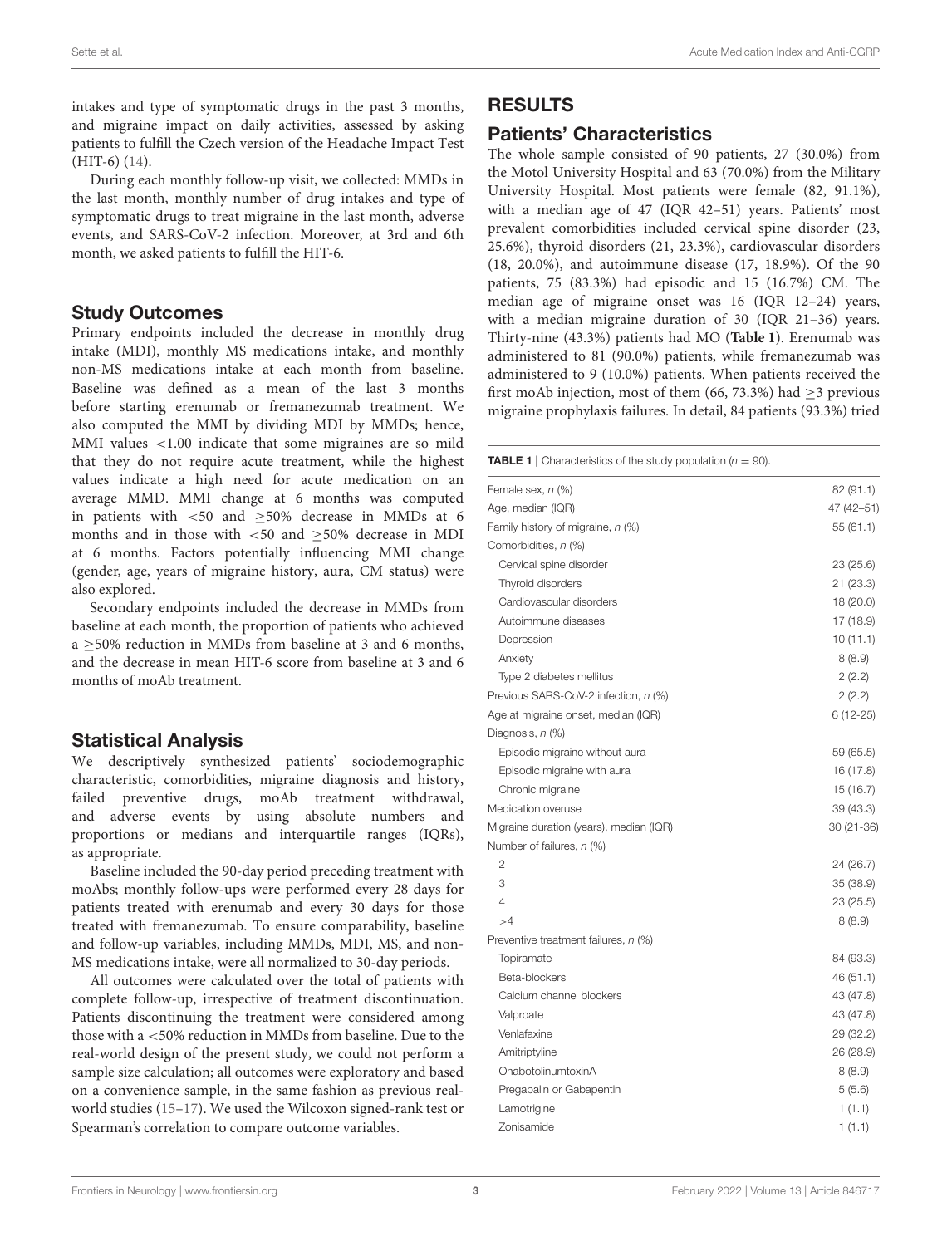intakes and type of symptomatic drugs in the past 3 months, and migraine impact on daily activities, assessed by asking patients to fulfill the Czech version of the Headache Impact Test (HIT-6) (14).

During each monthly follow-up visit, we collected: MMDs in the last month, monthly number of drug intakes and type of symptomatic drugs to treat migraine in the last month, adverse events, and SARS-CoV-2 infection. Moreover, at 3rd and 6th month, we asked patients to fulfill the HIT-6.

## Study Outcomes

Primary endpoints included the decrease in monthly drug intake (MDI), monthly MS medications intake, and monthly non-MS medications intake at each month from baseline. Baseline was defined as a mean of the last 3 months before starting erenumab or fremanezumab treatment. We also computed the MMI by dividing MDI by MMDs; hence, MMI values <1.00 indicate that some migraines are so mild that they do not require acute treatment, while the highest values indicate a high need for acute medication on an average MMD. MMI change at 6 months was computed in patients with <50 and ≥50% decrease in MMDs at 6 months and in those with <50 and ≥50% decrease in MDI at 6 months. Factors potentially influencing MMI change (gender, age, years of migraine history, aura, CM status) were also explored.

Secondary endpoints included the decrease in MMDs from baseline at each month, the proportion of patients who achieved a ≥50% reduction in MMDs from baseline at 3 and 6 months, and the decrease in mean HIT-6 score from baseline at 3 and 6 months of moAb treatment.

## Statistical Analysis

We descriptively synthesized patients' sociodemographic characteristic, comorbidities, migraine diagnosis and history, failed preventive drugs, moAb treatment withdrawal, and adverse events by using absolute numbers and proportions or medians and interquartile ranges (IQRs), as appropriate.

Baseline included the 90-day period preceding treatment with moAbs; monthly follow-ups were performed every 28 days for patients treated with erenumab and every 30 days for those treated with fremanezumab. To ensure comparability, baseline and follow-up variables, including MMDs, MDI, MS, and non-MS medications intake, were all normalized to 30-day periods.

All outcomes were calculated over the total of patients with complete follow-up, irrespective of treatment discontinuation. Patients discontinuing the treatment were considered among those with a <50% reduction in MMDs from baseline. Due to the real-world design of the present study, we could not perform a sample size calculation; all outcomes were exploratory and based on a convenience sample, in the same fashion as previous real-world studies (15–17). We used the Wilcoxon signed-rank test or Spearman's correlation to compare outcome variables.

# RESULTS

## Patients' Characteristics

The whole sample consisted of 90 patients, 27 (30.0%) from the Motol University Hospital and 63 (70.0%) from the Military University Hospital. Most patients were female (82, 91.1%), with a median age of 47 (IQR 42–51) years. Patients' most prevalent comorbidities included cervical spine disorder (23, 25.6%), thyroid disorders (21, 23.3%), cardiovascular disorders (18, 20.0%), and autoimmune disease (17, 18.9%). Of the 90 patients, 75 (83.3%) had episodic and 15 (16.7%) CM. The median age of migraine onset was 16 (IQR 12–24) years, with a median migraine duration of 30 (IQR 21–36) years. Thirty-nine (43.3%) patients had MO (**Table 1**). Erenumab was administered to 81 (90.0%) patients, while fremanezumab was administered to 9 (10.0%) patients. When patients received the first moAb injection, most of them (66, 73.3%) had ≥3 previous migraine prophylaxis failures. In detail, 84 patients (93.3%) tried

**TABLE 1** | Characteristics of the study population ($n$ = 90).

| | |
|---|---|
| Female sex, *n* (%) | 82 (91.1) |
| Age, median (IQR) | 47 (42–51) |
| Family history of migraine, *n* (%) | 55 (61.1) |
| Comorbidities, *n* (%) | |
| Cervical spine disorder | 23 (25.6) |
| Thyroid disorders | 21 (23.3) |
| Cardiovascular disorders | 18 (20.0) |
| Autoimmune diseases | 17 (18.9) |
| Depression | 10 (11.1) |
| Anxiety | 8 (8.9) |
| Type 2 diabetes mellitus | 2 (2.2) |
| Previous SARS-CoV-2 infection, *n* (%) | 2 (2.2) |
| Age at migraine onset, median (IQR) | 6 (12-25) |
| Diagnosis, *n* (%) | |
| Episodic migraine without aura | 59 (65.5) |
| Episodic migraine with aura | 16 (17.8) |
| Chronic migraine | 15 (16.7) |
| Medication overuse | 39 (43.3) |
| Migraine duration (years), median (IQR) | 30 (21-36) |
| Number of failures, *n* (%) | |
| 2 | 24 (26.7) |
| 3 | 35 (38.9) |
| 4 | 23 (25.5) |
| >4 | 8 (8.9) |
| Preventive treatment failures, *n* (%) | |
| Topiramate | 84 (93.3) |
| Beta-blockers | 46 (51.1) |
| Calcium channel blockers | 43 (47.8) |
| Valproate | 43 (47.8) |
| Venlafaxine | 29 (32.2) |
| Amitriptyline | 26 (28.9) |
| OnabotolinumtoxinA | 8 (8.9) |
| Pregabalin or Gabapentin | 5 (5.6) |
| Lamotrigine | 1 (1.1) |
| Zonisamide | 1 (1.1) |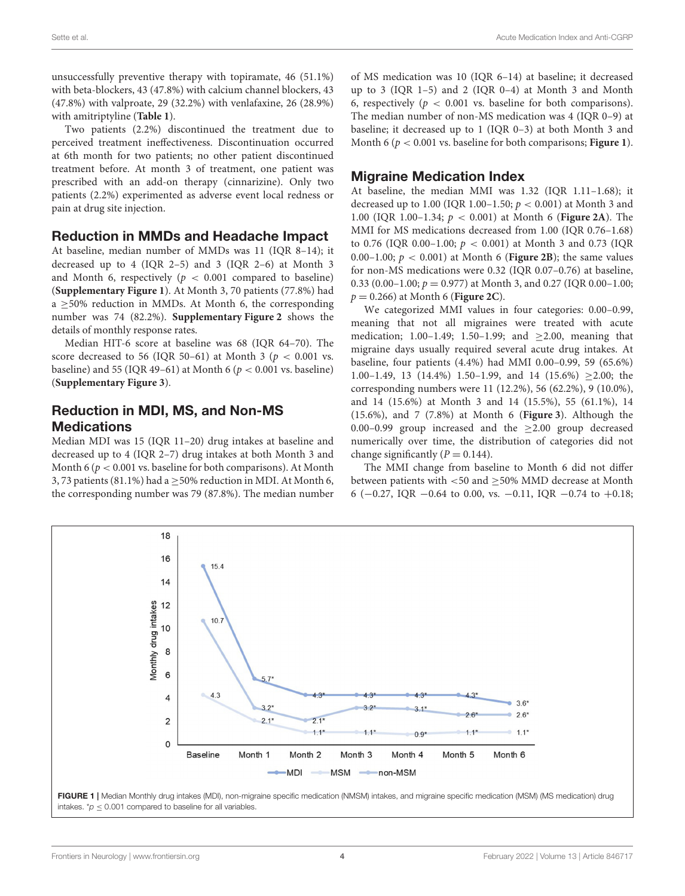unsuccessfully preventive therapy with topiramate, 46 (51.1%) with beta-blockers, 43 (47.8%) with calcium channel blockers, 43 (47.8%) with valproate, 29 (32.2%) with venlafaxine, 26 (28.9%) with amitriptyline (**Table 1**).

Two patients (2.2%) discontinued the treatment due to perceived treatment ineffectiveness. Discontinuation occurred at 6th month for two patients; no other patient discontinued treatment before. At month 3 of treatment, one patient was prescribed with an add-on therapy (cinnarizine). Only two patients (2.2%) experimented as adverse event local redness or pain at drug site injection.

## Reduction in MMDs and Headache Impact

At baseline, median number of MMDs was 11 (IQR 8–14); it decreased up to 4 (IQR 2–5) and 3 (IQR 2–6) at Month 3 and Month 6, respectively ($p < 0.001$ compared to baseline) (**Supplementary Figure 1**). At Month 3, 70 patients (77.8%) had a ≥50% reduction in MMDs. At Month 6, the corresponding number was 74 (82.2%). **Supplementary Figure 2** shows the details of monthly response rates.

Median HIT-6 score at baseline was 68 (IQR 64–70). The score decreased to 56 (IQR 50–61) at Month 3 ($p < 0.001$ vs. baseline) and 55 (IQR 49–61) at Month 6 ($p < 0.001$ vs. baseline) (**Supplementary Figure 3**).

## Reduction in MDI, MS, and Non-MS Medications

Median MDI was 15 (IQR 11–20) drug intakes at baseline and decreased up to 4 (IQR 2–7) drug intakes at both Month 3 and Month 6 ($p < 0.001$ vs. baseline for both comparisons). At Month 3, 73 patients (81.1%) had a ≥50% reduction in MDI. At Month 6, the corresponding number was 79 (87.8%). The median number of MS medication was 10 (IQR 6–14) at baseline; it decreased up to 3 (IQR 1–5) and 2 (IQR 0–4) at Month 3 and Month 6, respectively ($p < 0.001$ vs. baseline for both comparisons). The median number of non-MS medication was 4 (IQR 0–9) at baseline; it decreased up to 1 (IQR 0–3) at both Month 3 and Month 6 ($p < 0.001$ vs. baseline for both comparisons; **Figure 1**).

## Migraine Medication Index

At baseline, the median MMI was 1.32 (IQR 1.11–1.68); it decreased up to 1.00 (IQR 1.00–1.50; $p < 0.001$) at Month 3 and 1.00 (IQR 1.00–1.34; $p < 0.001$) at Month 6 (**Figure 2A**). The MMI for MS medications decreased from 1.00 (IQR 0.76–1.68) to 0.76 (IQR 0.00–1.00; $p < 0.001$) at Month 3 and 0.73 (IQR 0.00–1.00; $p < 0.001$) at Month 6 (**Figure 2B**); the same values for non-MS medications were 0.32 (IQR 0.07–0.76) at baseline, 0.33 (0.00–1.00; $p = 0.977$) at Month 3, and 0.27 (IQR 0.00–1.00; $p = 0.266$) at Month 6 (**Figure 2C**).

We categorized MMI values in four categories: 0.00–0.99, meaning that not all migraines were treated with acute medication; 1.00–1.49; 1.50–1.99; and ≥2.00, meaning that migraine days usually required several acute drug intakes. At baseline, four patients (4.4%) had MMI 0.00–0.99, 59 (65.6%) 1.00–1.49, 13 (14.4%) 1.50–1.99, and 14 (15.6%) ≥2.00; the corresponding numbers were 11 (12.2%), 56 (62.2%), 9 (10.0%), and 14 (15.6%) at Month 3 and 14 (15.5%), 55 (61.1%), 14 (15.6%), and 7 (7.8%) at Month 6 (**Figure 3**). Although the 0.00–0.99 group increased and the ≥2.00 group decreased numerically over time, the distribution of categories did not change significantly ($P = 0.144$).

The MMI change from baseline to Month 6 did not differ between patients with <50 and ≥50% MMD decrease at Month 6 (−0.27, IQR −0.64 to 0.00, vs. −0.11, IQR −0.74 to +0.18;

**FIGURE 1** | Median Monthly drug intakes (MDI), non-migraine specific medication (NMSM) intakes, and migraine specific medication (MSM) (MS medication) drug intakes. *$p \leq 0.001$ compared to baseline for all variables.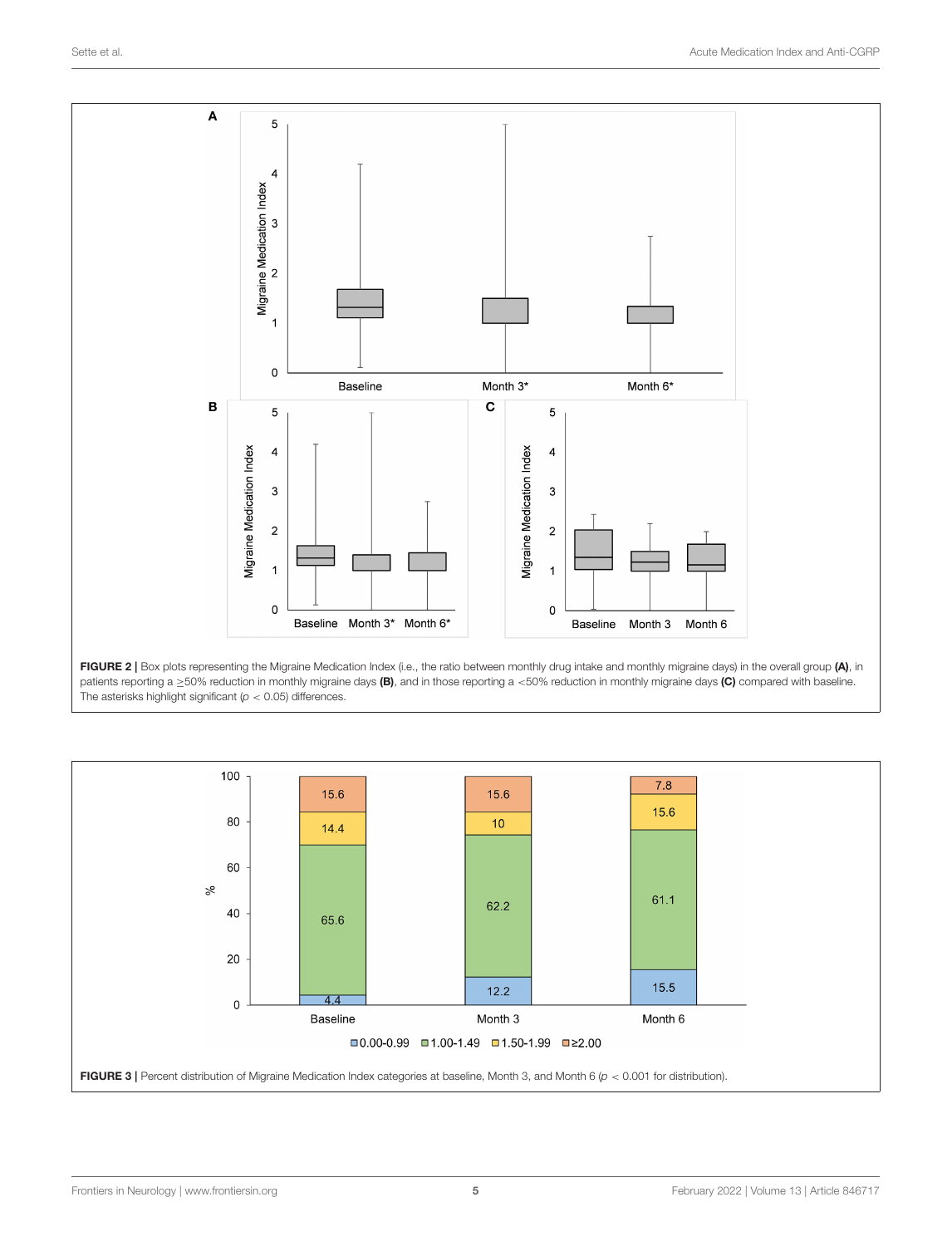**FIGURE 2 |** Box plots representing the Migraine Medication Index (i.e., the ratio between monthly drug intake and monthly migraine days) in the overall group **(A)**, in patients reporting a ≥50% reduction in monthly migraine days **(B)**, and in those reporting a <50% reduction in monthly migraine days **(C)** compared with baseline. The asterisks highlight significant ($p < 0.05$) differences.

**FIGURE 3 |** Percent distribution of Migraine Medication Index categories at baseline, Month 3, and Month 6 ($p < 0.001$ for distribution).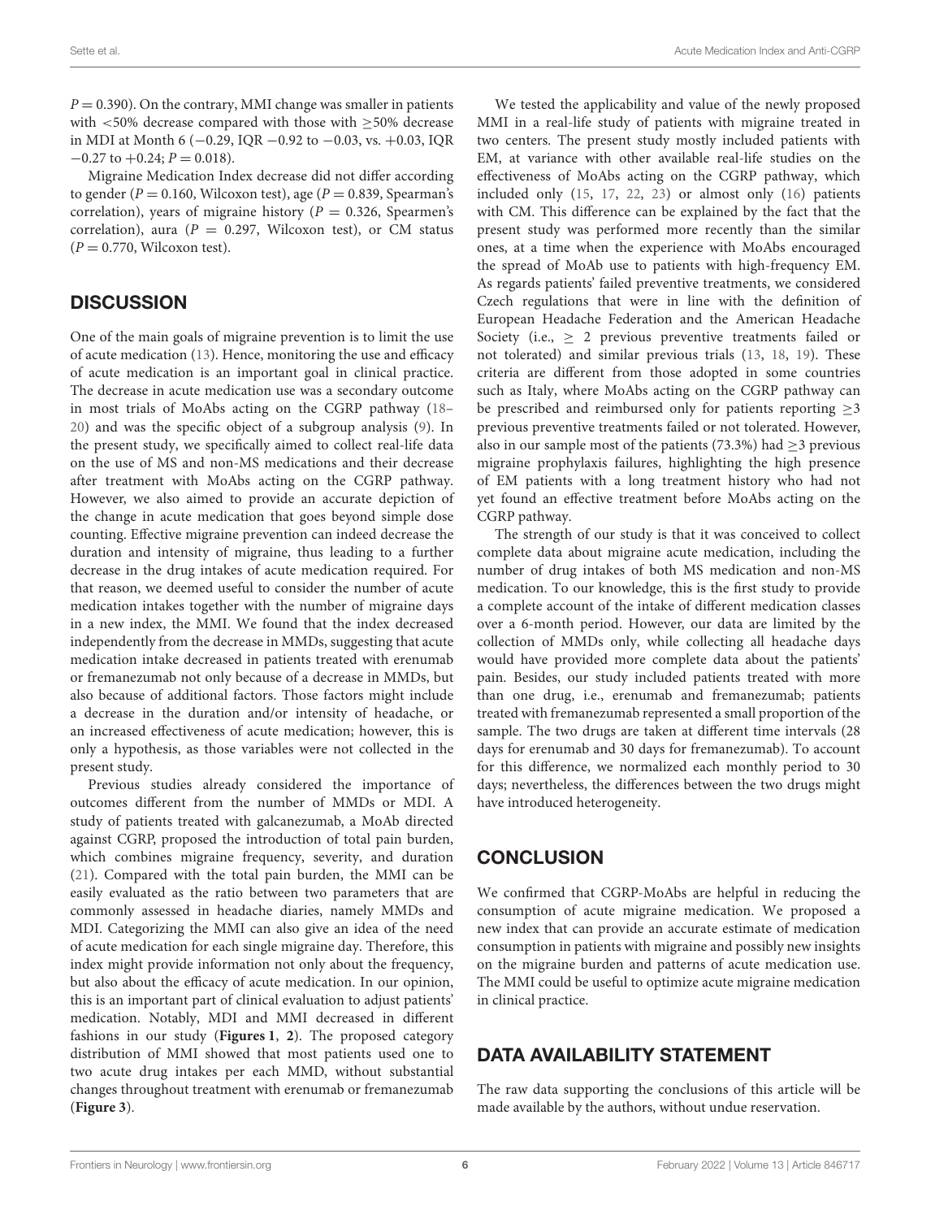$P = 0.390$). On the contrary, MMI change was smaller in patients with <50% decrease compared with those with ≥50% decrease in MDI at Month 6 (−0.29, IQR −0.92 to −0.03, vs. +0.03, IQR −0.27 to +0.24; $P = 0.018$).

Migraine Medication Index decrease did not differ according to gender ($P = 0.160$, Wilcoxon test), age ($P = 0.839$, Spearman's correlation), years of migraine history ($P = 0.326$, Spearmen's correlation), aura ($P = 0.297$, Wilcoxon test), or CM status ($P = 0.770$, Wilcoxon test).

## DISCUSSION

One of the main goals of migraine prevention is to limit the use of acute medication (13). Hence, monitoring the use and efficacy of acute medication is an important goal in clinical practice. The decrease in acute medication use was a secondary outcome in most trials of MoAbs acting on the CGRP pathway (18–20) and was the specific object of a subgroup analysis (9). In the present study, we specifically aimed to collect real-life data on the use of MS and non-MS medications and their decrease after treatment with MoAbs acting on the CGRP pathway. However, we also aimed to provide an accurate depiction of the change in acute medication that goes beyond simple dose counting. Effective migraine prevention can indeed decrease the duration and intensity of migraine, thus leading to a further decrease in the drug intakes of acute medication required. For that reason, we deemed useful to consider the number of acute medication intakes together with the number of migraine days in a new index, the MMI. We found that the index decreased independently from the decrease in MMDs, suggesting that acute medication intake decreased in patients treated with erenumab or fremanezumab not only because of a decrease in MMDs, but also because of additional factors. Those factors might include a decrease in the duration and/or intensity of headache, or an increased effectiveness of acute medication; however, this is only a hypothesis, as those variables were not collected in the present study.

Previous studies already considered the importance of outcomes different from the number of MMDs or MDI. A study of patients treated with galcanezumab, a MoAb directed against CGRP, proposed the introduction of total pain burden, which combines migraine frequency, severity, and duration (21). Compared with the total pain burden, the MMI can be easily evaluated as the ratio between two parameters that are commonly assessed in headache diaries, namely MMDs and MDI. Categorizing the MMI can also give an idea of the need of acute medication for each single migraine day. Therefore, this index might provide information not only about the frequency, but also about the efficacy of acute medication. In our opinion, this is an important part of clinical evaluation to adjust patients' medication. Notably, MDI and MMI decreased in different fashions in our study (**Figures 1**, **2**). The proposed category distribution of MMI showed that most patients used one to two acute drug intakes per each MMD, without substantial changes throughout treatment with erenumab or fremanezumab (**Figure 3**).

We tested the applicability and value of the newly proposed MMI in a real-life study of patients with migraine treated in two centers. The present study mostly included patients with EM, at variance with other available real-life studies on the effectiveness of MoAbs acting on the CGRP pathway, which included only (15, 17, 22, 23) or almost only (16) patients with CM. This difference can be explained by the fact that the present study was performed more recently than the similar ones, at a time when the experience with MoAbs encouraged the spread of MoAb use to patients with high-frequency EM. As regards patients' failed preventive treatments, we considered Czech regulations that were in line with the definition of European Headache Federation and the American Headache Society (i.e., ≥ 2 previous preventive treatments failed or not tolerated) and similar previous trials (13, 18, 19). These criteria are different from those adopted in some countries such as Italy, where MoAbs acting on the CGRP pathway can be prescribed and reimbursed only for patients reporting ≥3 previous preventive treatments failed or not tolerated. However, also in our sample most of the patients (73.3%) had ≥3 previous migraine prophylaxis failures, highlighting the high presence of EM patients with a long treatment history who had not yet found an effective treatment before MoAbs acting on the CGRP pathway.

The strength of our study is that it was conceived to collect complete data about migraine acute medication, including the number of drug intakes of both MS medication and non-MS medication. To our knowledge, this is the first study to provide a complete account of the intake of different medication classes over a 6-month period. However, our data are limited by the collection of MMDs only, while collecting all headache days would have provided more complete data about the patients' pain. Besides, our study included patients treated with more than one drug, i.e., erenumab and fremanezumab; patients treated with fremanezumab represented a small proportion of the sample. The two drugs are taken at different time intervals (28 days for erenumab and 30 days for fremanezumab). To account for this difference, we normalized each monthly period to 30 days; nevertheless, the differences between the two drugs might have introduced heterogeneity.

## CONCLUSION

We confirmed that CGRP-MoAbs are helpful in reducing the consumption of acute migraine medication. We proposed a new index that can provide an accurate estimate of medication consumption in patients with migraine and possibly new insights on the migraine burden and patterns of acute medication use. The MMI could be useful to optimize acute migraine medication in clinical practice.

## DATA AVAILABILITY STATEMENT

The raw data supporting the conclusions of this article will be made available by the authors, without undue reservation.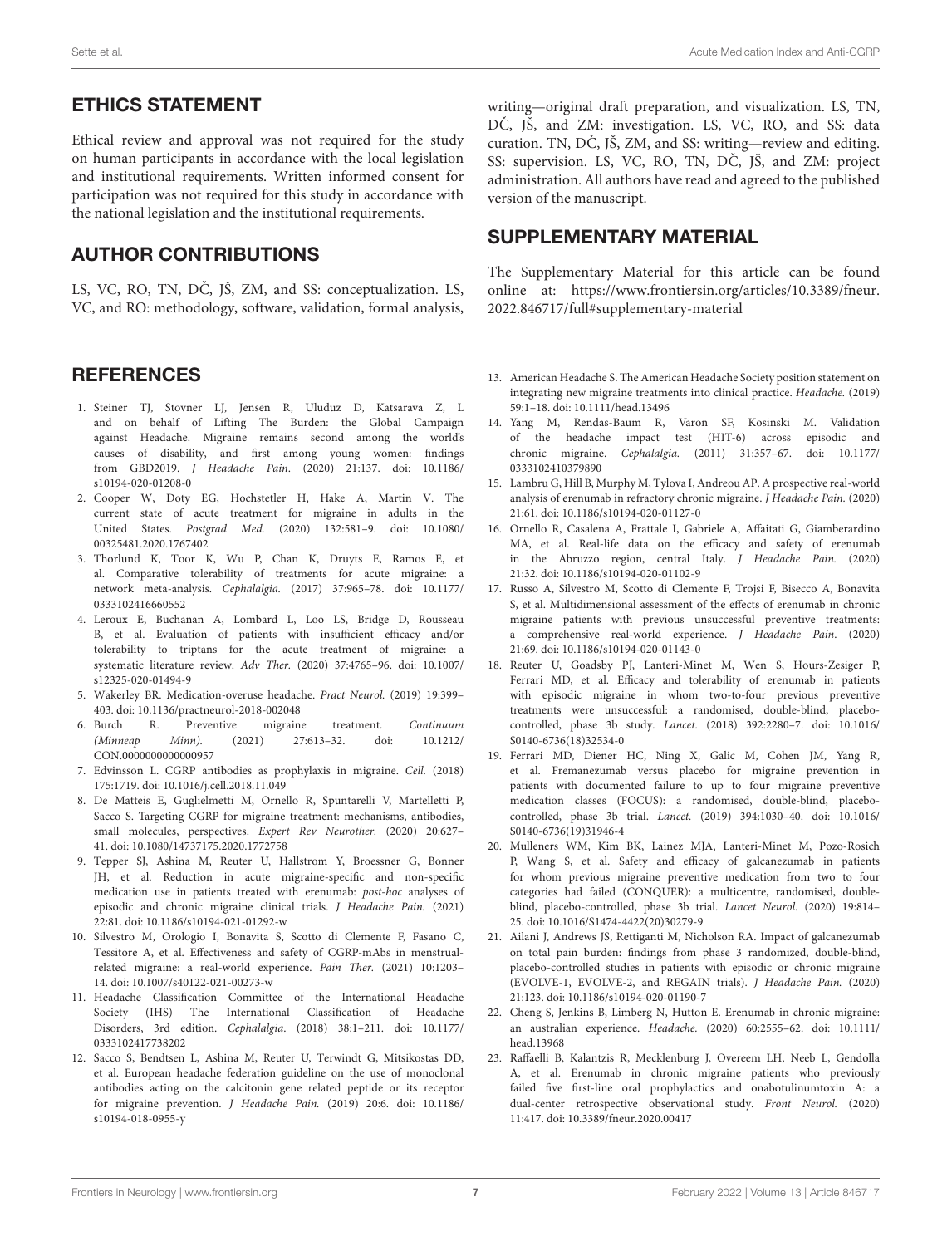## ETHICS STATEMENT

Ethical review and approval was not required for the study on human participants in accordance with the local legislation and institutional requirements. Written informed consent for participation was not required for this study in accordance with the national legislation and the institutional requirements.

## AUTHOR CONTRIBUTIONS

LS, VC, RO, TN, DČ, JŠ, ZM, and SS: conceptualization. LS, VC, and RO: methodology, software, validation, formal analysis, writing—original draft preparation, and visualization. LS, TN, DČ, JŠ, and ZM: investigation. LS, VC, RO, and SS: data curation. TN, DČ, JŠ, ZM, and SS: writing—review and editing. SS: supervision. LS, VC, RO, TN, DČ, JŠ, and ZM: project administration. All authors have read and agreed to the published version of the manuscript.

## SUPPLEMENTARY MATERIAL

The Supplementary Material for this article can be found online at: https://www.frontiersin.org/articles/10.3389/fneur.2022.846717/full#supplementary-material

## REFERENCES

1. Steiner TJ, Stovner LJ, Jensen R, Uluduz D, Katsarava Z, L and on behalf of Lifting The Burden: the Global Campaign against Headache. Migraine remains second among the world's causes of disability, and first among young women: findings from GBD2019. *J Headache Pain*. (2020) 21:137. doi: 10.1186/s10194-020-01208-0
2. Cooper W, Doty EG, Hochstetler H, Hake A, Martin V. The current state of acute treatment for migraine in adults in the United States. *Postgrad Med.* (2020) 132:581–9. doi: 10.1080/00325481.2020.1767402
3. Thorlund K, Toor K, Wu P, Chan K, Druyts E, Ramos E, et al. Comparative tolerability of treatments for acute migraine: a network meta-analysis. *Cephalalgia.* (2017) 37:965–78. doi: 10.1177/0333102416660552
4. Leroux E, Buchanan A, Lombard L, Loo LS, Bridge D, Rousseau B, et al. Evaluation of patients with insufficient efficacy and/or tolerability to triptans for the acute treatment of migraine: a systematic literature review. *Adv Ther.* (2020) 37:4765–96. doi: 10.1007/s12325-020-01494-9
5. Wakerley BR. Medication-overuse headache. *Pract Neurol.* (2019) 19:399–403. doi: 10.1136/practneurol-2018-002048
6. Burch R. Preventive migraine treatment. *Continuum (Minneap Minn).* (2021) 27:613–32. doi: 10.1212/CON.0000000000000957
7. Edvinsson L. CGRP antibodies as prophylaxis in migraine. *Cell.* (2018) 175:1719. doi: 10.1016/j.cell.2018.11.049
8. De Matteis E, Guglielmetti M, Ornello R, Spuntarelli V, Martelletti P, Sacco S. Targeting CGRP for migraine treatment: mechanisms, antibodies, small molecules, perspectives. *Expert Rev Neurother.* (2020) 20:627–41. doi: 10.1080/14737175.2020.1772758
9. Tepper SJ, Ashina M, Reuter U, Hallstrom Y, Broessner G, Bonner JH, et al. Reduction in acute migraine-specific and non-specific medication use in patients treated with erenumab: *post-hoc* analyses of episodic and chronic migraine clinical trials. *J Headache Pain.* (2021) 22:81. doi: 10.1186/s10194-021-01292-w
10. Silvestro M, Orologio I, Bonavita S, Scotto di Clemente F, Fasano C, Tessitore A, et al. Effectiveness and safety of CGRP-mAbs in menstrual-related migraine: a real-world experience. *Pain Ther.* (2021) 10:1203–14. doi: 10.1007/s40122-021-00273-w
11. Headache Classification Committee of the International Headache Society (IHS) The International Classification of Headache Disorders, 3rd edition. *Cephalalgia*. (2018) 38:1–211. doi: 10.1177/0333102417738202
12. Sacco S, Bendtsen L, Ashina M, Reuter U, Terwindt G, Mitsikostas DD, et al. European headache federation guideline on the use of monoclonal antibodies acting on the calcitonin gene related peptide or its receptor for migraine prevention. *J Headache Pain.* (2019) 20:6. doi: 10.1186/s10194-018-0955-y
13. American Headache S. The American Headache Society position statement on integrating new migraine treatments into clinical practice. *Headache.* (2019) 59:1–18. doi: 10.1111/head.13496
14. Yang M, Rendas-Baum R, Varon SF, Kosinski M. Validation of the headache impact test (HIT-6) across episodic and chronic migraine. *Cephalalgia.* (2011) 31:357–67. doi: 10.1177/0333102410379890
15. Lambru G, Hill B, Murphy M, Tylova I, Andreou AP. A prospective real-world analysis of erenumab in refractory chronic migraine. *J Headache Pain.* (2020) 21:61. doi: 10.1186/s10194-020-01127-0
16. Ornello R, Casalena A, Frattale I, Gabriele A, Affaitati G, Giamberardino MA, et al. Real-life data on the efficacy and safety of erenumab in the Abruzzo region, central Italy. *J Headache Pain.* (2020) 21:32. doi: 10.1186/s10194-020-01102-9
17. Russo A, Silvestro M, Scotto di Clemente F, Trojsi F, Bisecco A, Bonavita S, et al. Multidimensional assessment of the effects of erenumab in chronic migraine patients with previous unsuccessful preventive treatments: a comprehensive real-world experience. *J Headache Pain*. (2020) 21:69. doi: 10.1186/s10194-020-01143-0
18. Reuter U, Goadsby PJ, Lanteri-Minet M, Wen S, Hours-Zesiger P, Ferrari MD, et al. Efficacy and tolerability of erenumab in patients with episodic migraine in whom two-to-four previous preventive treatments were unsuccessful: a randomised, double-blind, placebo-controlled, phase 3b study. *Lancet.* (2018) 392:2280–7. doi: 10.1016/S0140-6736(18)32534-0
19. Ferrari MD, Diener HC, Ning X, Galic M, Cohen JM, Yang R, et al. Fremanezumab versus placebo for migraine prevention in patients with documented failure to up to four migraine preventive medication classes (FOCUS): a randomised, double-blind, placebo-controlled, phase 3b trial. *Lancet.* (2019) 394:1030–40. doi: 10.1016/S0140-6736(19)31946-4
20. Mulleners WM, Kim BK, Lainez MJA, Lanteri-Minet M, Pozo-Rosich P, Wang S, et al. Safety and efficacy of galcanezumab in patients for whom previous migraine preventive medication from two to four categories had failed (CONQUER): a multicentre, randomised, double-blind, placebo-controlled, phase 3b trial. *Lancet Neurol.* (2020) 19:814–25. doi: 10.1016/S1474-4422(20)30279-9
21. Ailani J, Andrews JS, Rettiganti M, Nicholson RA. Impact of galcanezumab on total pain burden: findings from phase 3 randomized, double-blind, placebo-controlled studies in patients with episodic or chronic migraine (EVOLVE-1, EVOLVE-2, and REGAIN trials). *J Headache Pain.* (2020) 21:123. doi: 10.1186/s10194-020-01190-7
22. Cheng S, Jenkins B, Limberg N, Hutton E. Erenumab in chronic migraine: an australian experience. *Headache.* (2020) 60:2555–62. doi: 10.1111/head.13968
23. Raffaelli B, Kalantzis R, Mecklenburg J, Overeem LH, Neeb L, Gendolla A, et al. Erenumab in chronic migraine patients who previously failed five first-line oral prophylactics and onabotulinumtoxin A: a dual-center retrospective observational study. *Front Neurol.* (2020) 11:417. doi: 10.3389/fneur.2020.00417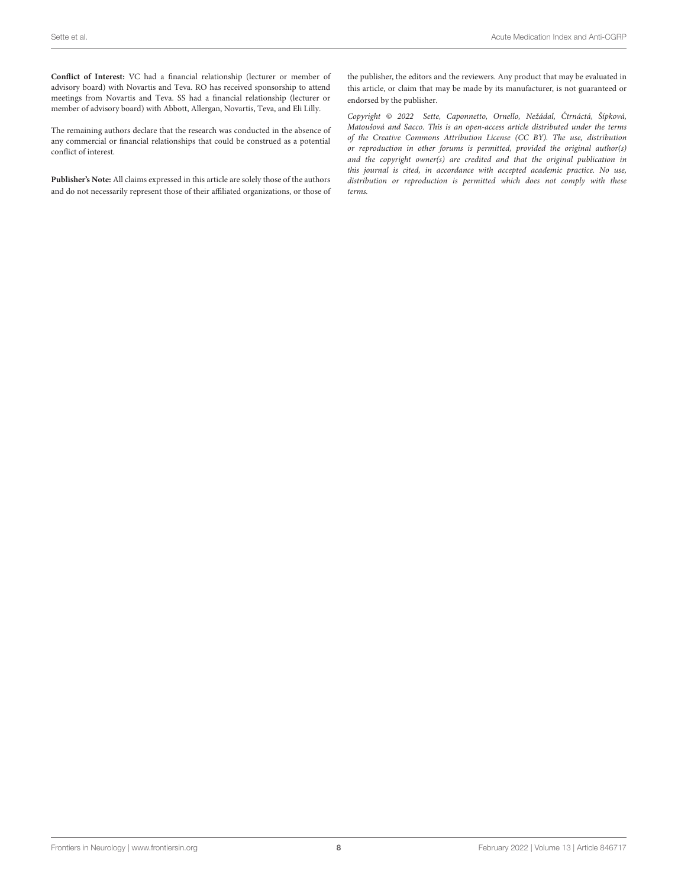**Conflict of Interest:** VC had a financial relationship (lecturer or member of advisory board) with Novartis and Teva. RO has received sponsorship to attend meetings from Novartis and Teva. SS had a financial relationship (lecturer or member of advisory board) with Abbott, Allergan, Novartis, Teva, and Eli Lilly.

The remaining authors declare that the research was conducted in the absence of any commercial or financial relationships that could be construed as a potential conflict of interest.

**Publisher's Note:** All claims expressed in this article are solely those of the authors and do not necessarily represent those of their affiliated organizations, or those of the publisher, the editors and the reviewers. Any product that may be evaluated in this article, or claim that may be made by its manufacturer, is not guaranteed or endorsed by the publisher.

*Copyright © 2022 Sette, Caponnetto, Ornello, Nežádal, Čtrnáctá, Šípková, Matoušová and Sacco. This is an open-access article distributed under the terms of the Creative Commons Attribution License (CC BY). The use, distribution or reproduction in other forums is permitted, provided the original author(s) and the copyright owner(s) are credited and that the original publication in this journal is cited, in accordance with accepted academic practice. No use, distribution or reproduction is permitted which does not comply with these terms.*